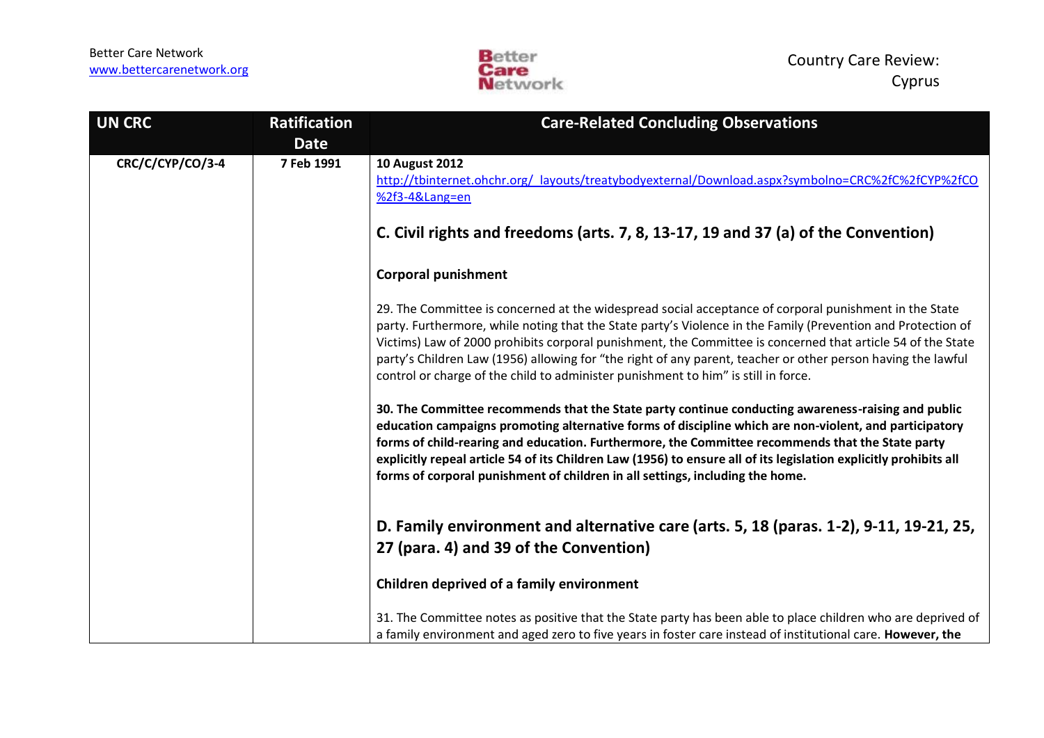| UN CRC | Ratification Date | Care-Related Concluding Observations |
| --- | --- | --- |
| **CRC/C/CYP/CO/3-4** | **7 Feb 1991** | **10 August 2012** [http://tbinternet.ohchr.org/_layouts/treatybodyexternal/Download.aspx?symbolno=CRC%2fC%2fCYP%2fCO%2f3-4&Lang=en](http://tbinternet.ohchr.org/_layouts/treatybodyexternal/Download.aspx?symbolno=CRC%2fC%2fCYP%2fCO%2f3-4&Lang=en) <br><br> **C. Civil rights and freedoms (arts. 7, 8, 13-17, 19 and 37 (a) of the Convention)** <br><br> **Corporal punishment** <br><br> 29. The Committee is concerned at the widespread social acceptance of corporal punishment in the State party. Furthermore, while noting that the State party's Violence in the Family (Prevention and Protection of Victims) Law of 2000 prohibits corporal punishment, the Committee is concerned that article 54 of the State party's Children Law (1956) allowing for "the right of any parent, teacher or other person having the lawful control or charge of the child to administer punishment to him" is still in force. <br><br> **30. The Committee recommends that the State party continue conducting awareness-raising and public education campaigns promoting alternative forms of discipline which are non-violent, and participatory forms of child-rearing and education. Furthermore, the Committee recommends that the State party explicitly repeal article 54 of its Children Law (1956) to ensure all of its legislation explicitly prohibits all forms of corporal punishment of children in all settings, including the home.** <br><br> **D. Family environment and alternative care (arts. 5, 18 (paras. 1-2), 9-11, 19-21, 25, 27 (para. 4) and 39 of the Convention)** <br><br> **Children deprived of a family environment** <br><br> 31. The Committee notes as positive that the State party has been able to place children who are deprived of a family environment and aged zero to five years in foster care instead of institutional care. **However, the** |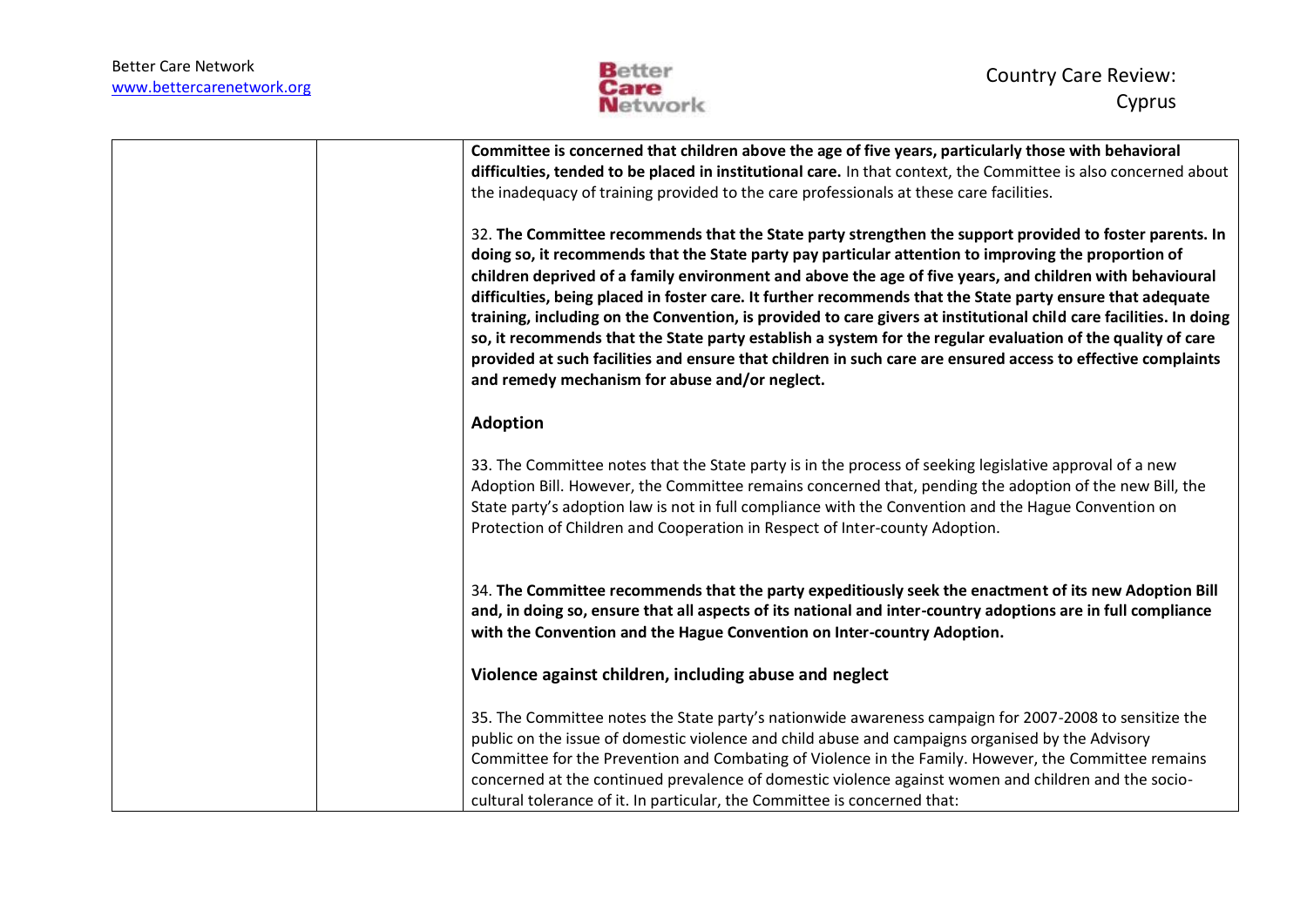| | | **Committee is concerned that children above the age of five years, particularly those with behavioral difficulties, tended to be placed in institutional care.** In that context, the Committee is also concerned about the inadequacy of training provided to the care professionals at these care facilities.<br><br>32. **The Committee recommends that the State party strengthen the support provided to foster parents. In doing so, it recommends that the State party pay particular attention to improving the proportion of children deprived of a family environment and above the age of five years, and children with behavioural difficulties, being placed in foster care. It further recommends that the State party ensure that adequate training, including on the Convention, is provided to care givers at institutional child care facilities. In doing so, it recommends that the State party establish a system for the regular evaluation of the quality of care provided at such facilities and ensure that children in such care are ensured access to effective complaints and remedy mechanism for abuse and/or neglect.**<br><br>**Adoption**<br><br>33. The Committee notes that the State party is in the process of seeking legislative approval of a new Adoption Bill. However, the Committee remains concerned that, pending the adoption of the new Bill, the State party's adoption law is not in full compliance with the Convention and the Hague Convention on Protection of Children and Cooperation in Respect of Inter-county Adoption.<br><br>34. **The Committee recommends that the party expeditiously seek the enactment of its new Adoption Bill and, in doing so, ensure that all aspects of its national and inter-country adoptions are in full compliance with the Convention and the Hague Convention on Inter-country Adoption.**<br><br>**Violence against children, including abuse and neglect**<br><br>35. The Committee notes the State party's nationwide awareness campaign for 2007-2008 to sensitize the public on the issue of domestic violence and child abuse and campaigns organised by the Advisory Committee for the Prevention and Combating of Violence in the Family. However, the Committee remains concerned at the continued prevalence of domestic violence against women and children and the socio-cultural tolerance of it. In particular, the Committee is concerned that: |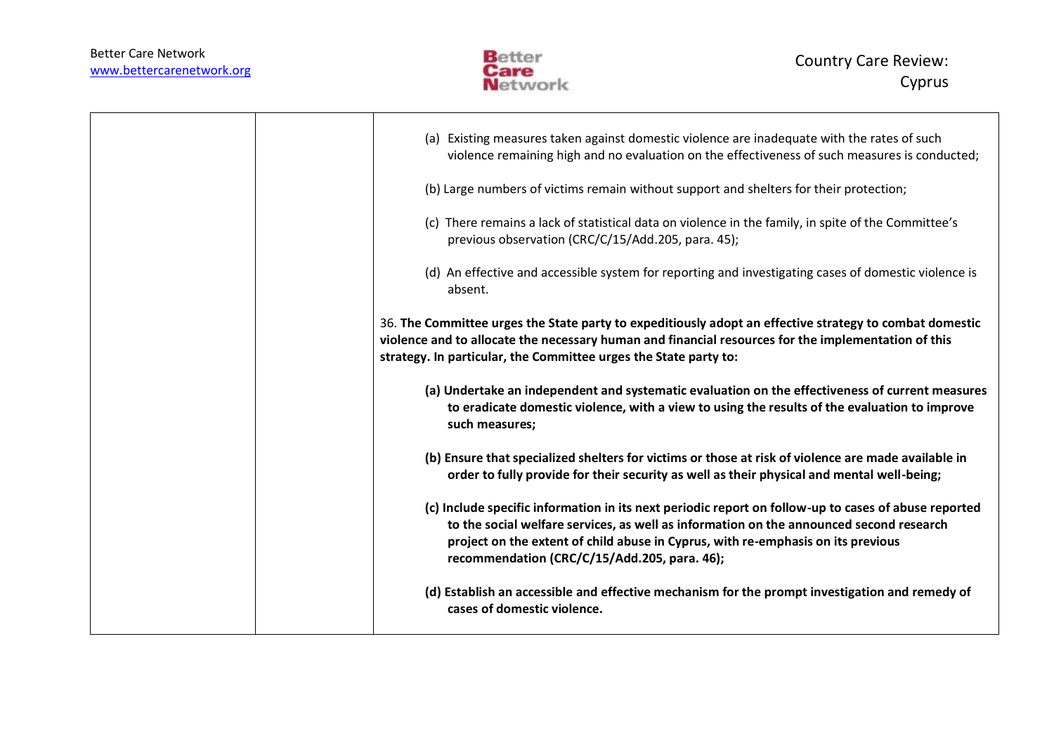| | | (a) Existing measures taken against domestic violence are inadequate with the rates of such violence remaining high and no evaluation on the effectiveness of such measures is conducted;<br><br>(b) Large numbers of victims remain without support and shelters for their protection;<br><br>(c) There remains a lack of statistical data on violence in the family, in spite of the Committee's previous observation (CRC/C/15/Add.205, para. 45);<br><br>(d) An effective and accessible system for reporting and investigating cases of domestic violence is absent.<br><br>36. **The Committee urges the State party to expeditiously adopt an effective strategy to combat domestic violence and to allocate the necessary human and financial resources for the implementation of this strategy. In particular, the Committee urges the State party to:**<br><br>**(a) Undertake an independent and systematic evaluation on the effectiveness of current measures to eradicate domestic violence, with a view to using the results of the evaluation to improve such measures;**<br><br>**(b) Ensure that specialized shelters for victims or those at risk of violence are made available in order to fully provide for their security as well as their physical and mental well-being;**<br><br>**(c) Include specific information in its next periodic report on follow-up to cases of abuse reported to the social welfare services, as well as information on the announced second research project on the extent of child abuse in Cyprus, with re-emphasis on its previous recommendation (CRC/C/15/Add.205, para. 46);**<br><br>**(d) Establish an accessible and effective mechanism for the prompt investigation and remedy of cases of domestic violence.** |
|---|---|---|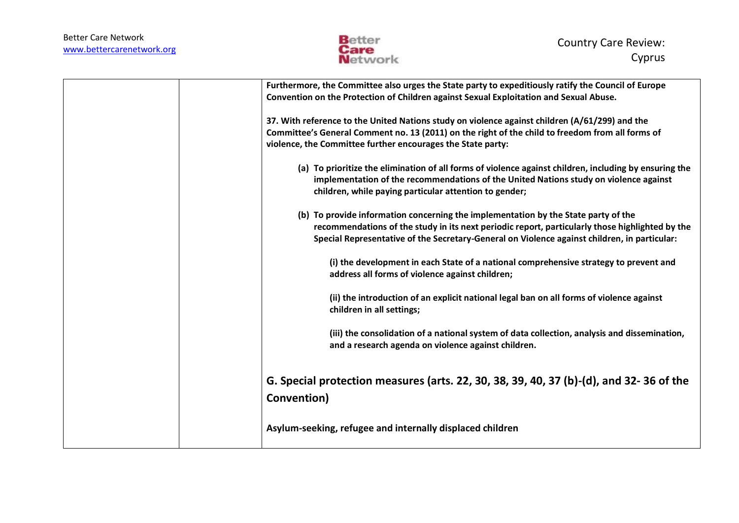| | | |
|---|---|---|
| | | **Furthermore, the Committee also urges the State party to expeditiously ratify the Council of Europe Convention on the Protection of Children against Sexual Exploitation and Sexual Abuse.**<br><br>**37. With reference to the United Nations study on violence against children (A/61/299) and the Committee's General Comment no. 13 (2011) on the right of the child to freedom from all forms of violence, the Committee further encourages the State party:**<br><br>**(a) To prioritize the elimination of all forms of violence against children, including by ensuring the implementation of the recommendations of the United Nations study on violence against children, while paying particular attention to gender;**<br><br>**(b) To provide information concerning the implementation by the State party of the recommendations of the study in its next periodic report, particularly those highlighted by the Special Representative of the Secretary-General on Violence against children, in particular:**<br><br>**(i) the development in each State of a national comprehensive strategy to prevent and address all forms of violence against children;**<br><br>**(ii) the introduction of an explicit national legal ban on all forms of violence against children in all settings;**<br><br>**(iii) the consolidation of a national system of data collection, analysis and dissemination, and a research agenda on violence against children.**<br><br>**G. Special protection measures (arts. 22, 30, 38, 39, 40, 37 (b)-(d), and 32- 36 of the Convention)**<br><br>**Asylum-seeking, refugee and internally displaced children** |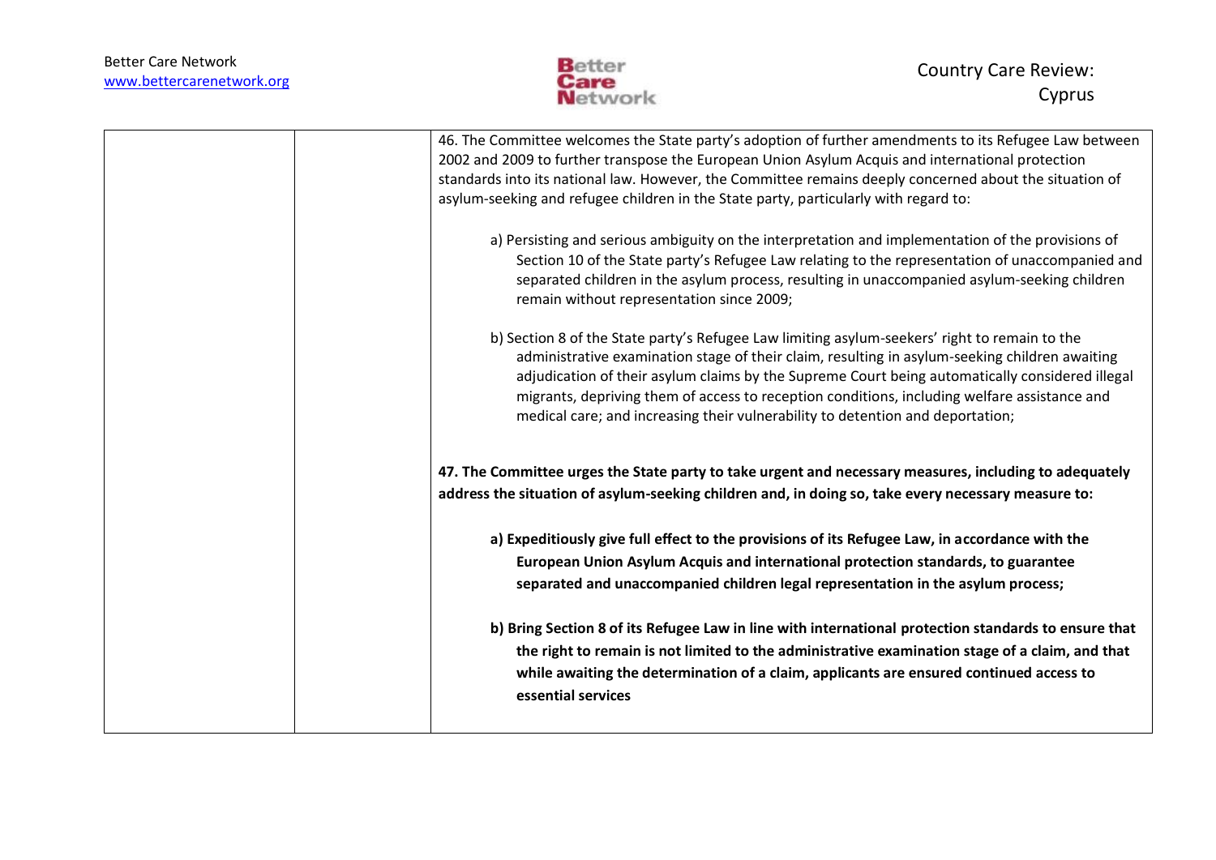| | | 46. The Committee welcomes the State party's adoption of further amendments to its Refugee Law between 2002 and 2009 to further transpose the European Union Asylum Acquis and international protection standards into its national law. However, the Committee remains deeply concerned about the situation of asylum-seeking and refugee children in the State party, particularly with regard to:<br><br>a) Persisting and serious ambiguity on the interpretation and implementation of the provisions of Section 10 of the State party's Refugee Law relating to the representation of unaccompanied and separated children in the asylum process, resulting in unaccompanied asylum-seeking children remain without representation since 2009;<br><br>b) Section 8 of the State party's Refugee Law limiting asylum-seekers' right to remain to the administrative examination stage of their claim, resulting in asylum-seeking children awaiting adjudication of their asylum claims by the Supreme Court being automatically considered illegal migrants, depriving them of access to reception conditions, including welfare assistance and medical care; and increasing their vulnerability to detention and deportation;<br><br>**47. The Committee urges the State party to take urgent and necessary measures, including to adequately address the situation of asylum-seeking children and, in doing so, take every necessary measure to:**<br><br>**a) Expeditiously give full effect to the provisions of its Refugee Law, in accordance with the European Union Asylum Acquis and international protection standards, to guarantee separated and unaccompanied children legal representation in the asylum process;**<br><br>**b) Bring Section 8 of its Refugee Law in line with international protection standards to ensure that the right to remain is not limited to the administrative examination stage of a claim, and that while awaiting the determination of a claim, applicants are ensured continued access to essential services** |
|---|---|---|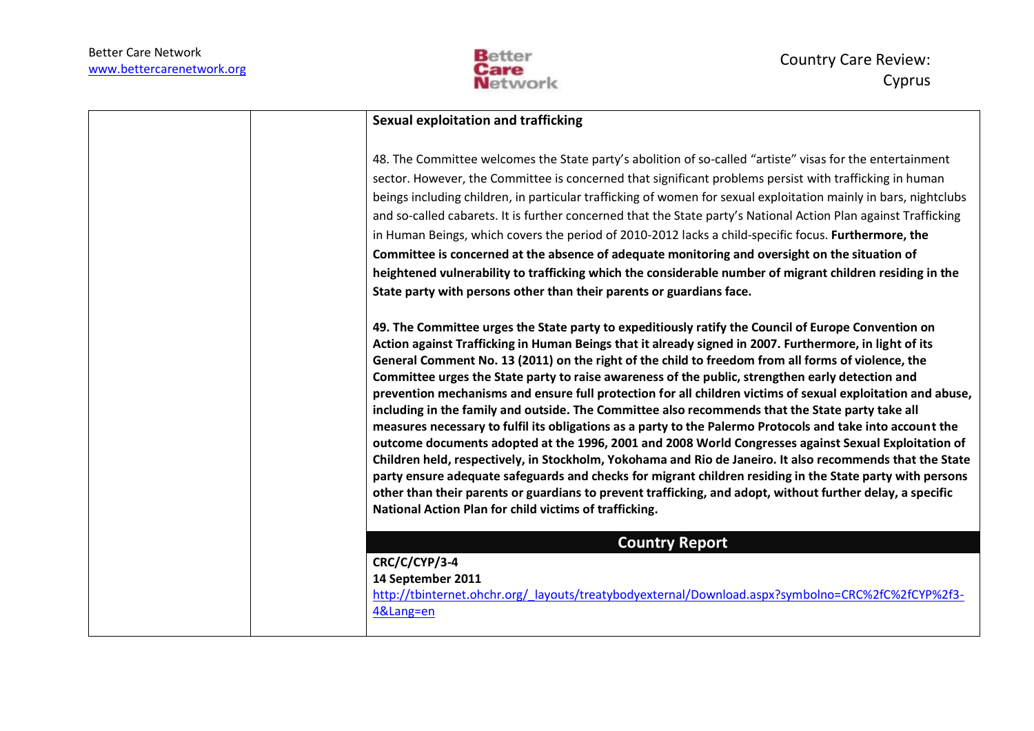**Sexual exploitation and trafficking**

48. The Committee welcomes the State party's abolition of so-called "artiste" visas for the entertainment sector. However, the Committee is concerned that significant problems persist with trafficking in human beings including children, in particular trafficking of women for sexual exploitation mainly in bars, nightclubs and so-called cabarets. It is further concerned that the State party's National Action Plan against Trafficking in Human Beings, which covers the period of 2010-2012 lacks a child-specific focus. **Furthermore, the Committee is concerned at the absence of adequate monitoring and oversight on the situation of heightened vulnerability to trafficking which the considerable number of migrant children residing in the State party with persons other than their parents or guardians face.**

**49. The Committee urges the State party to expeditiously ratify the Council of Europe Convention on Action against Trafficking in Human Beings that it already signed in 2007. Furthermore, in light of its General Comment No. 13 (2011) on the right of the child to freedom from all forms of violence, the Committee urges the State party to raise awareness of the public, strengthen early detection and prevention mechanisms and ensure full protection for all children victims of sexual exploitation and abuse, including in the family and outside. The Committee also recommends that the State party take all measures necessary to fulfil its obligations as a party to the Palermo Protocols and take into account the outcome documents adopted at the 1996, 2001 and 2008 World Congresses against Sexual Exploitation of Children held, respectively, in Stockholm, Yokohama and Rio de Janeiro. It also recommends that the State party ensure adequate safeguards and checks for migrant children residing in the State party with persons other than their parents or guardians to prevent trafficking, and adopt, without further delay, a specific National Action Plan for child victims of trafficking.**

## Country Report

**CRC/C/CYP/3-4**
**14 September 2011**
http://tbinternet.ohchr.org/_layouts/treatybodyexternal/Download.aspx?symbolno=CRC%2fC%2fCYP%2f3-4&Lang=en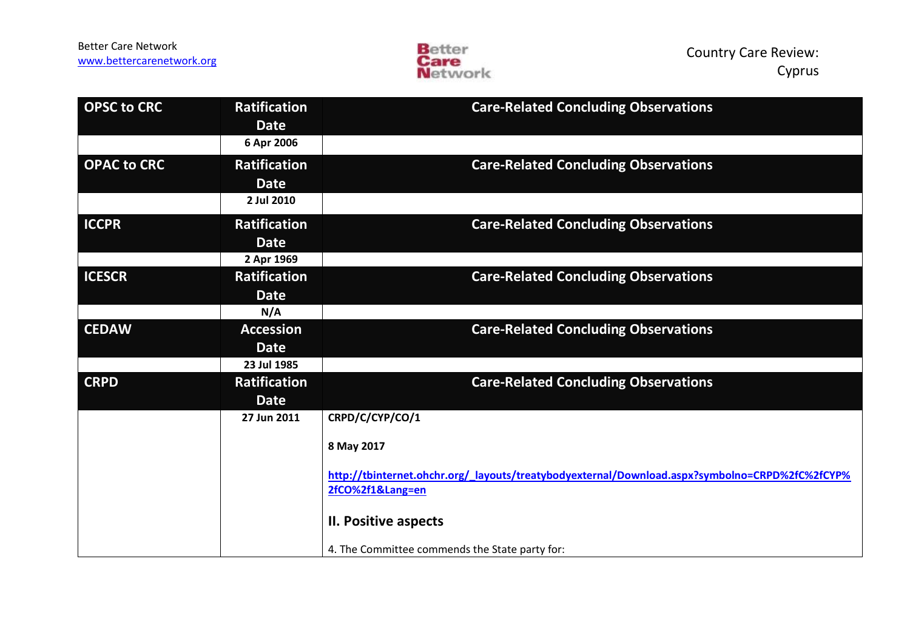| OPSC to CRC | Ratification Date | Care-Related Concluding Observations |
|---|---|---|
| | 6 Apr 2006 | |
| **OPAC to CRC** | **Ratification Date** | **Care-Related Concluding Observations** |
| | 2 Jul 2010 | |
| **ICCPR** | **Ratification Date** | **Care-Related Concluding Observations** |
| | 2 Apr 1969 | |
| **ICESCR** | **Ratification Date** | **Care-Related Concluding Observations** |
| | N/A | |
| **CEDAW** | **Accession Date** | **Care-Related Concluding Observations** |
| | 23 Jul 1985 | |
| **CRPD** | **Ratification Date** | **Care-Related Concluding Observations** |
| | 27 Jun 2011 | **CRPD/C/CYP/CO/1**<br><br>**8 May 2017**<br><br>**http://tbinternet.ohchr.org/_layouts/treatybodyexternal/Download.aspx?symbolno=CRPD%2fC%2fCYP%2fCO%2f1&Lang=en**<br><br>**II. Positive aspects**<br><br>4. The Committee commends the State party for: |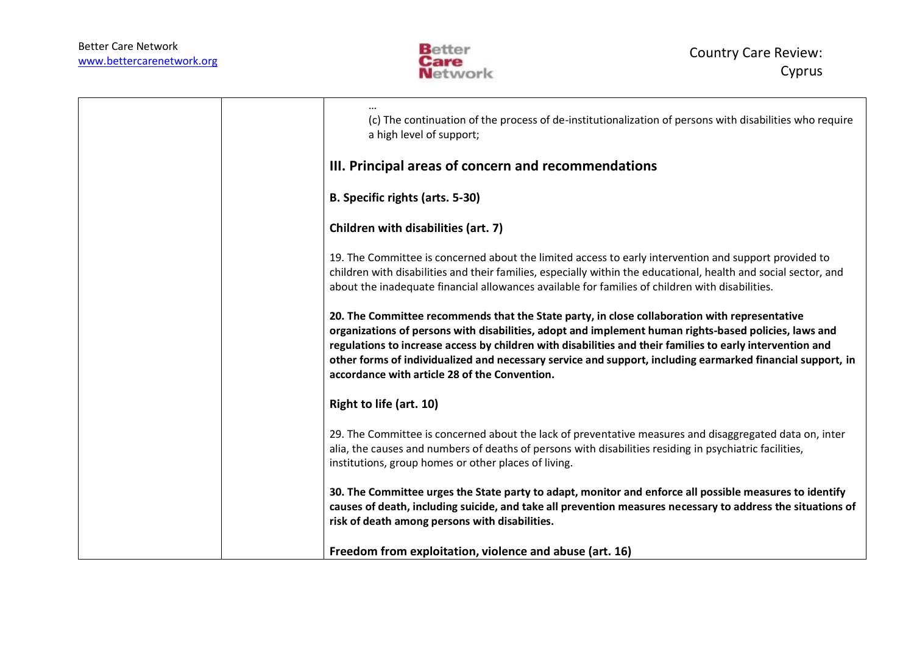| | | …<br>(c) The continuation of the process of de-institutionalization of persons with disabilities who require a high level of support;<br><br>**III. Principal areas of concern and recommendations**<br><br>**B. Specific rights (arts. 5-30)**<br><br>**Children with disabilities (art. 7)**<br><br>19. The Committee is concerned about the limited access to early intervention and support provided to children with disabilities and their families, especially within the educational, health and social sector, and about the inadequate financial allowances available for families of children with disabilities.<br><br>**20. The Committee recommends that the State party, in close collaboration with representative organizations of persons with disabilities, adopt and implement human rights-based policies, laws and regulations to increase access by children with disabilities and their families to early intervention and other forms of individualized and necessary service and support, including earmarked financial support, in accordance with article 28 of the Convention.**<br><br>**Right to life (art. 10)**<br><br>29. The Committee is concerned about the lack of preventative measures and disaggregated data on, inter alia, the causes and numbers of deaths of persons with disabilities residing in psychiatric facilities, institutions, group homes or other places of living.<br><br>**30. The Committee urges the State party to adapt, monitor and enforce all possible measures to identify causes of death, including suicide, and take all prevention measures necessary to address the situations of risk of death among persons with disabilities.**<br><br>**Freedom from exploitation, violence and abuse (art. 16)** |
|---|---|---|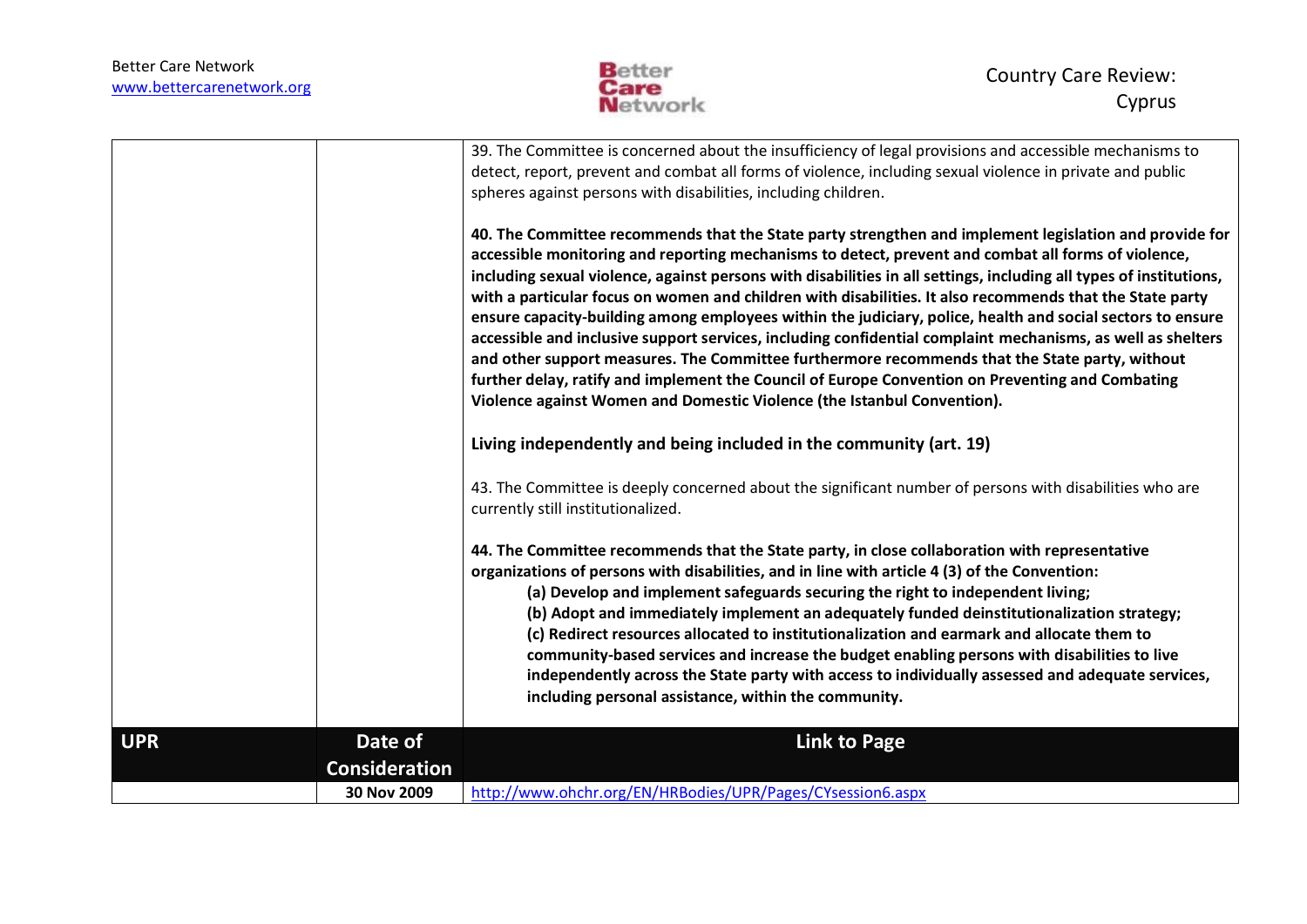| | | |
|---|---|---|
| | | 39. The Committee is concerned about the insufficiency of legal provisions and accessible mechanisms to detect, report, prevent and combat all forms of violence, including sexual violence in private and public spheres against persons with disabilities, including children.<br><br>**40. The Committee recommends that the State party strengthen and implement legislation and provide for accessible monitoring and reporting mechanisms to detect, prevent and combat all forms of violence, including sexual violence, against persons with disabilities in all settings, including all types of institutions, with a particular focus on women and children with disabilities. It also recommends that the State party ensure capacity-building among employees within the judiciary, police, health and social sectors to ensure accessible and inclusive support services, including confidential complaint mechanisms, as well as shelters and other support measures. The Committee furthermore recommends that the State party, without further delay, ratify and implement the Council of Europe Convention on Preventing and Combating Violence against Women and Domestic Violence (the Istanbul Convention).**<br><br>**Living independently and being included in the community (art. 19)**<br><br>43. The Committee is deeply concerned about the significant number of persons with disabilities who are currently still institutionalized.<br><br>**44. The Committee recommends that the State party, in close collaboration with representative organizations of persons with disabilities, and in line with article 4 (3) of the Convention:**<br>**(a) Develop and implement safeguards securing the right to independent living;**<br>**(b) Adopt and immediately implement an adequately funded deinstitutionalization strategy;**<br>**(c) Redirect resources allocated to institutionalization and earmark and allocate them to community-based services and increase the budget enabling persons with disabilities to live independently across the State party with access to individually assessed and adequate services, including personal assistance, within the community.** |
| **UPR** | **Date of Consideration** | **Link to Page** |
| | **30 Nov 2009** | http://www.ohchr.org/EN/HRBodies/UPR/Pages/CYsession6.aspx |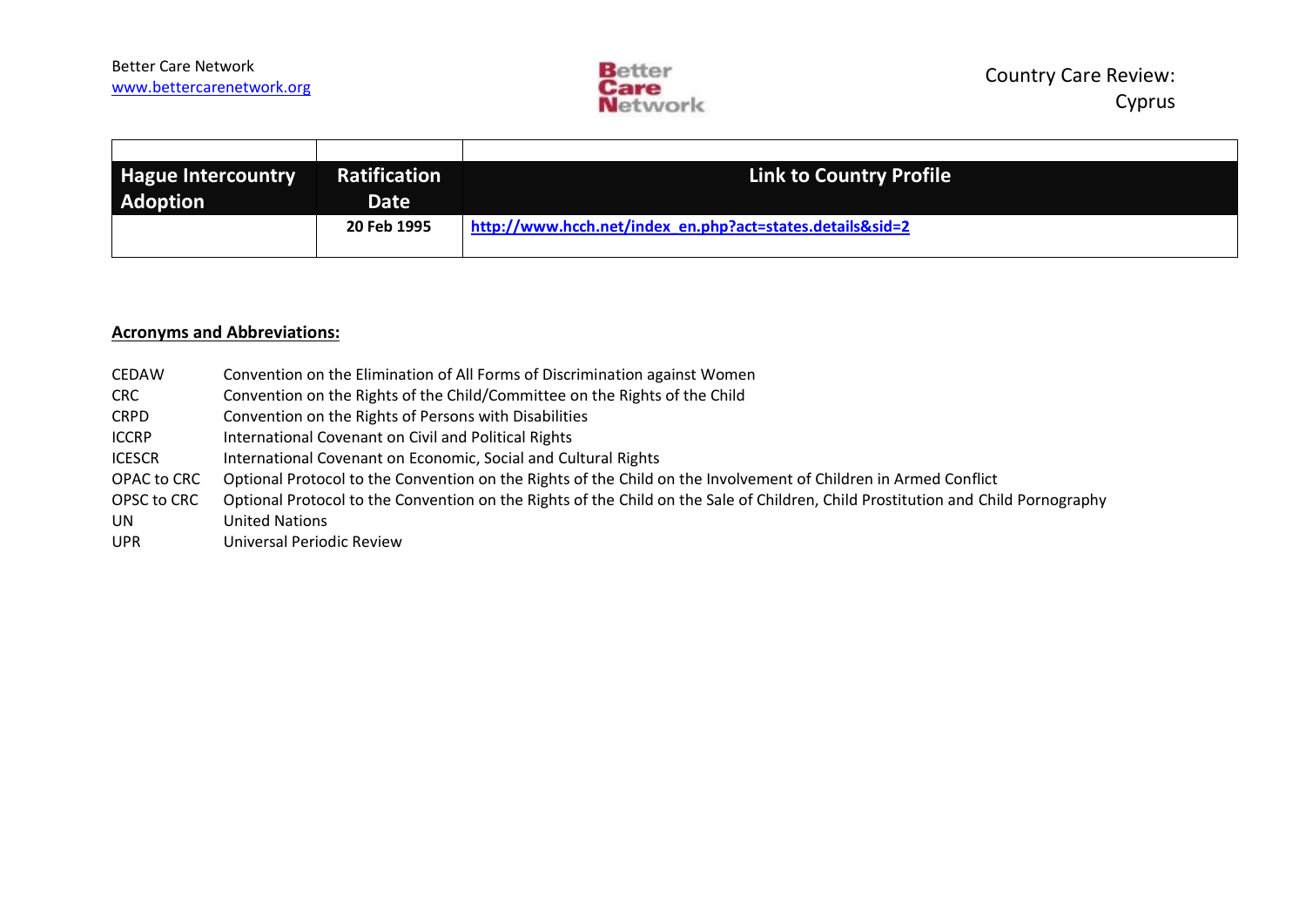| | | |
|---|---|---|
| **Hague Intercountry Adoption** | **Ratification Date** | **Link to Country Profile** |
| | **20 Feb 1995** | **http://www.hcch.net/index_en.php?act=states.details&sid=2** |

**Acronyms and Abbreviations:**

| | |
|---|---|
| CEDAW | Convention on the Elimination of All Forms of Discrimination against Women |
| CRC | Convention on the Rights of the Child/Committee on the Rights of the Child |
| CRPD | Convention on the Rights of Persons with Disabilities |
| ICCRP | International Covenant on Civil and Political Rights |
| ICESCR | International Covenant on Economic, Social and Cultural Rights |
| OPAC to CRC | Optional Protocol to the Convention on the Rights of the Child on the Involvement of Children in Armed Conflict |
| OPSC to CRC | Optional Protocol to the Convention on the Rights of the Child on the Sale of Children, Child Prostitution and Child Pornography |
| UN | United Nations |
| UPR | Universal Periodic Review |